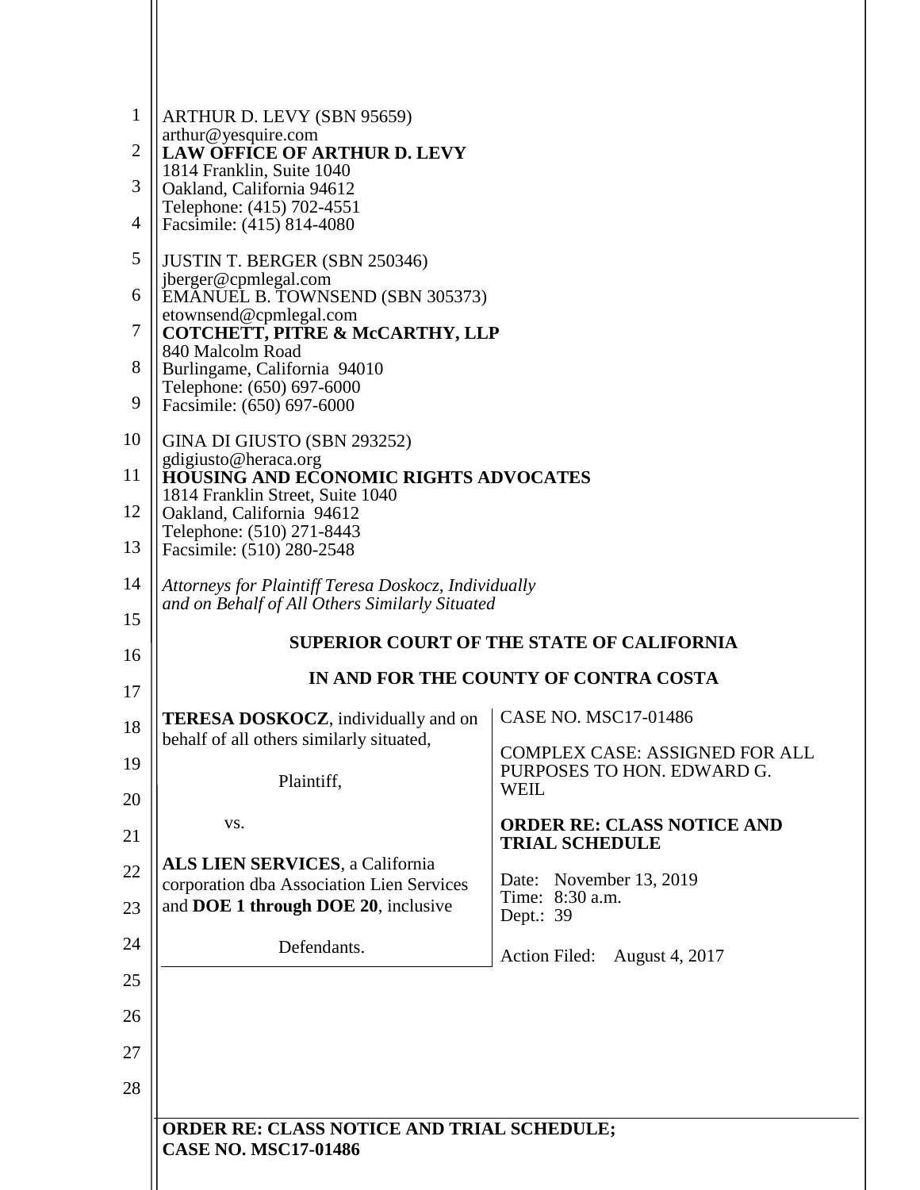ARTHUR D. LEVY (SBN 95659)
arthur@yesquire.com
**LAW OFFICE OF ARTHUR D. LEVY**
1814 Franklin, Suite 1040
Oakland, California 94612
Telephone: (415) 702-4551
Facsimile: (415) 814-4080

JUSTIN T. BERGER (SBN 250346)
jberger@cpmlegal.com
EMANUEL B. TOWNSEND (SBN 305373)
etownsend@cpmlegal.com
**COTCHETT, PITRE & McCARTHY, LLP**
840 Malcolm Road
Burlingame, California 94010
Telephone: (650) 697-6000
Facsimile: (650) 697-6000

GINA DI GIUSTO (SBN 293252)
gdigiusto@heraca.org
**HOUSING AND ECONOMIC RIGHTS ADVOCATES**
1814 Franklin Street, Suite 1040
Oakland, California 94612
Telephone: (510) 271-8443
Facsimile: (510) 280-2548

*Attorneys for Plaintiff Teresa Doskocz, Individually and on Behalf of All Others Similarly Situated*

**SUPERIOR COURT OF THE STATE OF CALIFORNIA**

**IN AND FOR THE COUNTY OF CONTRA COSTA**

**TERESA DOSKOCZ**, individually and on behalf of all others similarly situated,

Plaintiff,

vs.

**ALS LIEN SERVICES**, a California corporation dba Association Lien Services and **DOE 1 through DOE 20**, inclusive

Defendants.

CASE NO. MSC17-01486

COMPLEX CASE: ASSIGNED FOR ALL PURPOSES TO HON. EDWARD G. WEIL

**ORDER RE: CLASS NOTICE AND TRIAL SCHEDULE**

Date: November 13, 2019
Time: 8:30 a.m.
Dept.: 39

Action Filed: August 4, 2017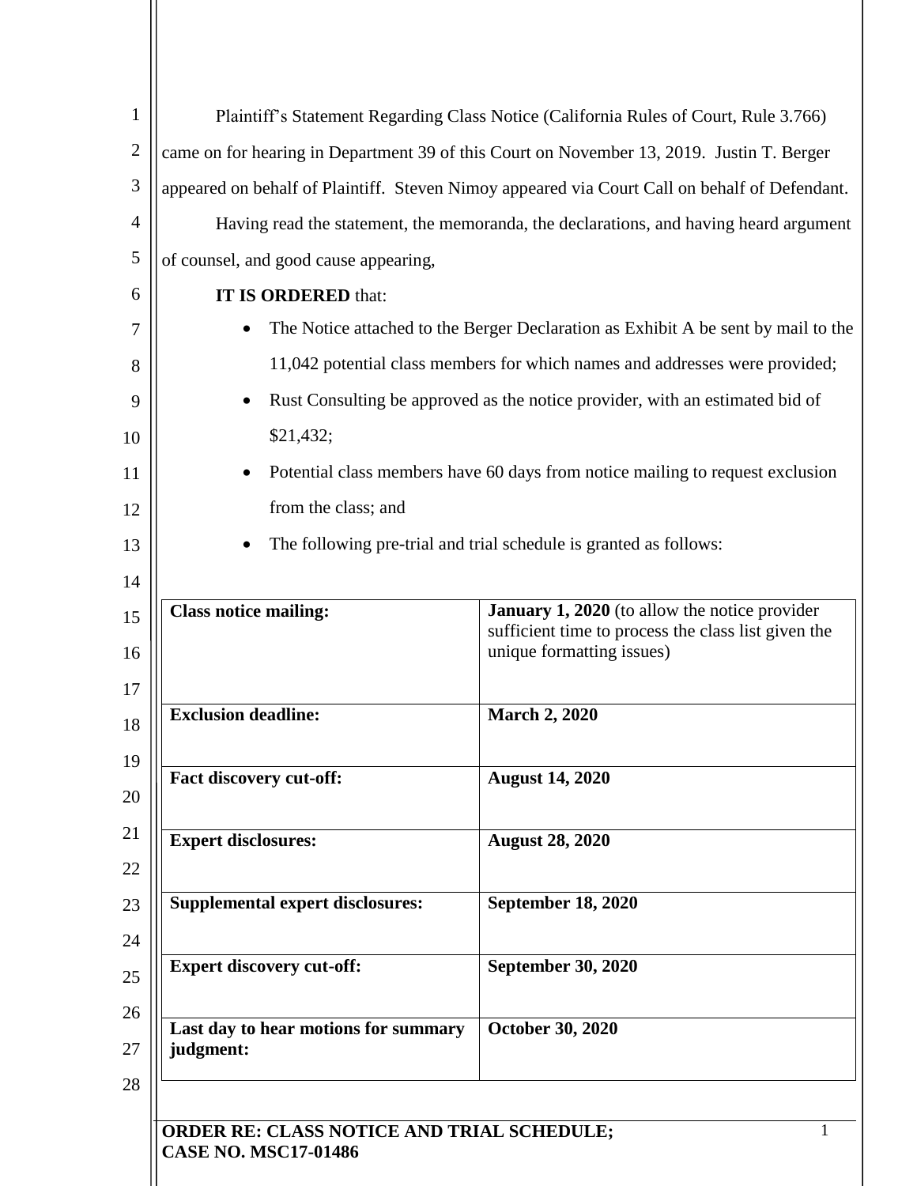Plaintiff's Statement Regarding Class Notice (California Rules of Court, Rule 3.766) came on for hearing in Department 39 of this Court on November 13, 2019. Justin T. Berger appeared on behalf of Plaintiff. Steven Nimoy appeared via Court Call on behalf of Defendant.

Having read the statement, the memoranda, the declarations, and having heard argument of counsel, and good cause appearing,

**IT IS ORDERED** that:

- The Notice attached to the Berger Declaration as Exhibit A be sent by mail to the 11,042 potential class members for which names and addresses were provided;
- Rust Consulting be approved as the notice provider, with an estimated bid of $21,432;
- Potential class members have 60 days from notice mailing to request exclusion from the class; and
- The following pre-trial and trial schedule is granted as follows:

| | |
|---|---|
| **Class notice mailing:** | **January 1, 2020** (to allow the notice provider sufficient time to process the class list given the unique formatting issues) |
| **Exclusion deadline:** | **March 2, 2020** |
| **Fact discovery cut-off:** | **August 14, 2020** |
| **Expert disclosures:** | **August 28, 2020** |
| **Supplemental expert disclosures:** | **September 18, 2020** |
| **Expert discovery cut-off:** | **September 30, 2020** |
| **Last day to hear motions for summary judgment:** | **October 30, 2020** |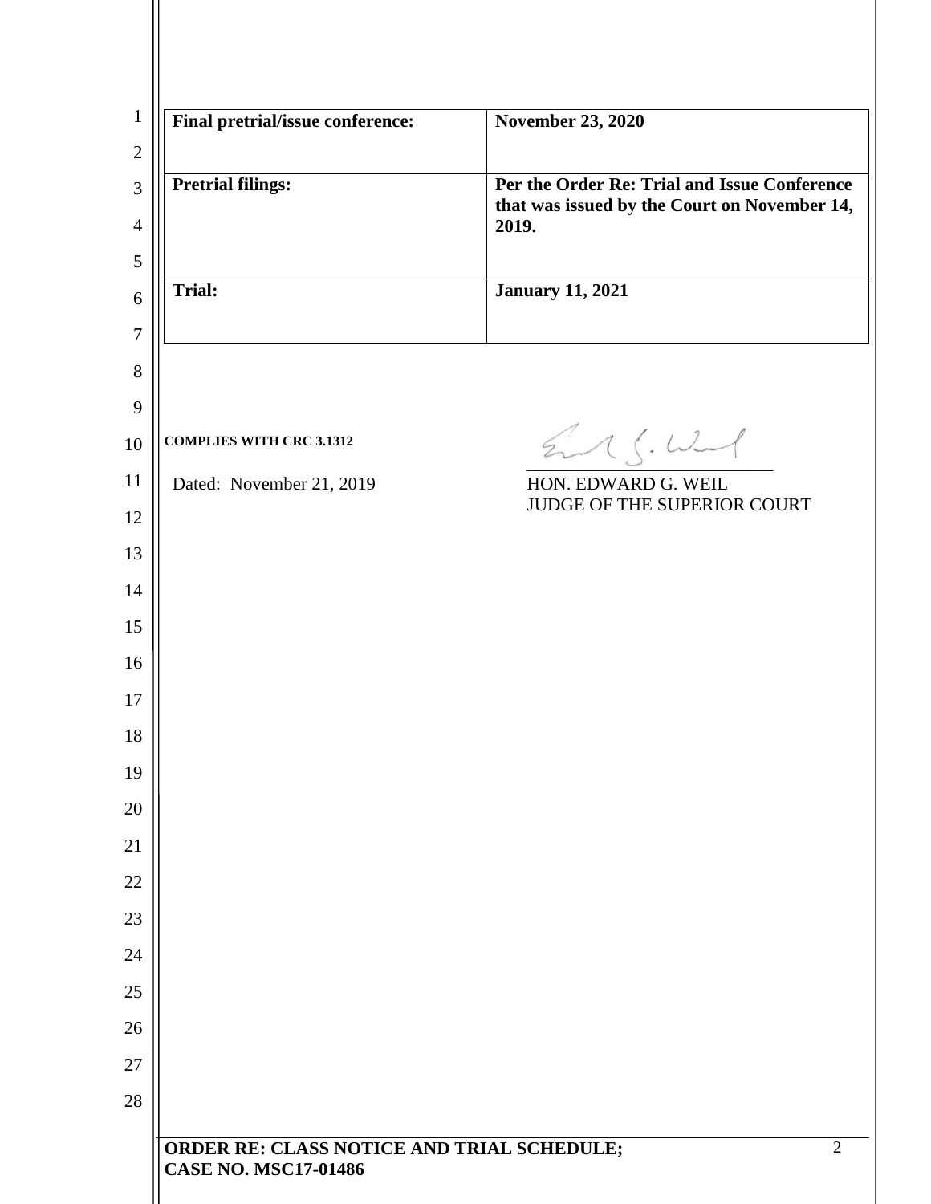| | |
|---|---|
| **Final pretrial/issue conference:** | **November 23, 2020** |
| **Pretrial filings:** | **Per the Order Re: Trial and Issue Conference that was issued by the Court on November 14, 2019.** |
| **Trial:** | **January 11, 2021** |

**COMPLIES WITH CRC 3.1312**

Dated: November 21, 2019

HON. EDWARD G. WEIL
JUDGE OF THE SUPERIOR COURT

**ORDER RE: CLASS NOTICE AND TRIAL SCHEDULE;**
**CASE NO. MSC17-01486**